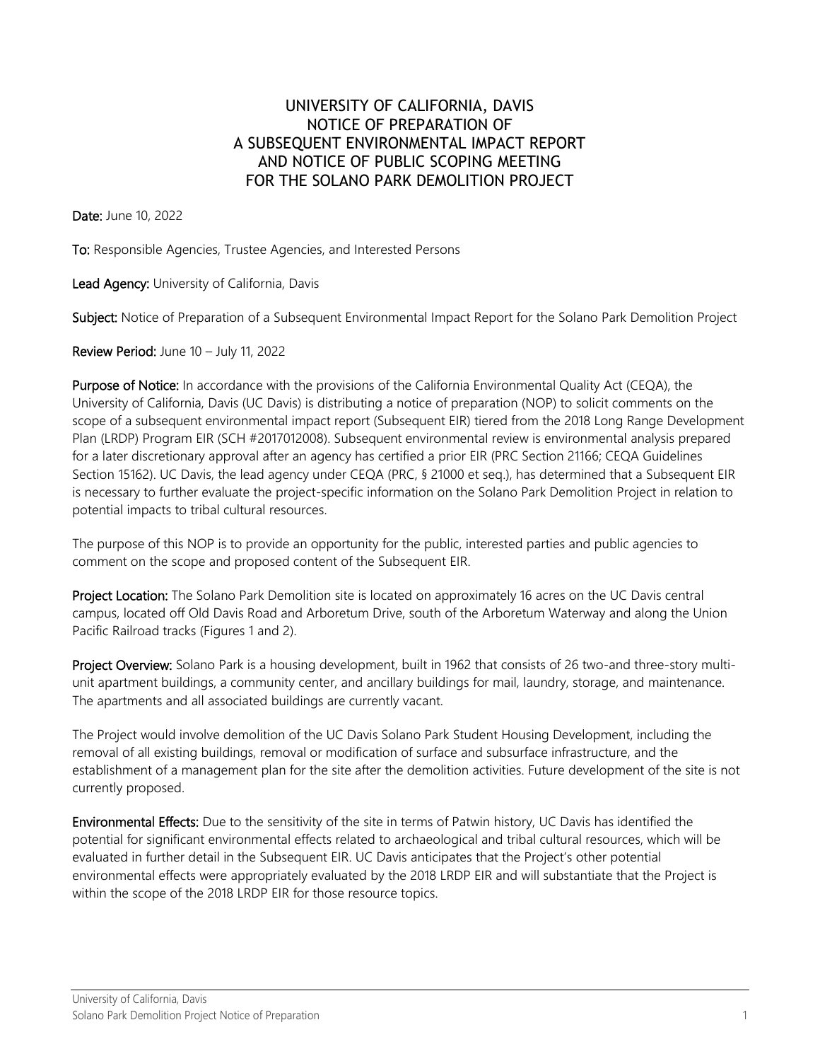# UNIVERSITY OF CALIFORNIA, DAVIS NOTICE OF PREPARATION OF A SUBSEQUENT ENVIRONMENTAL IMPACT REPORT AND NOTICE OF PUBLIC SCOPING MEETING FOR THE SOLANO PARK DEMOLITION PROJECT

**Date:** June 10, 2022

**To:** Responsible Agencies, Trustee Agencies, and Interested Persons

**Lead Agency:** University of California, Davis

**Subject:** Notice of Preparation of a Subsequent Environmental Impact Report for the Solano Park Demolition Project

**Review Period:** June 10 – July 11, 2022

**Purpose of Notice:** In accordance with the provisions of the California Environmental Quality Act (CEQA), the University of California, Davis (UC Davis) is distributing a notice of preparation (NOP) to solicit comments on the scope of a subsequent environmental impact report (Subsequent EIR) tiered from the 2018 Long Range Development Plan (LRDP) Program EIR (SCH #2017012008). Subsequent environmental review is environmental analysis prepared for a later discretionary approval after an agency has certified a prior EIR (PRC Section 21166; CEQA Guidelines Section 15162). UC Davis, the lead agency under CEQA (PRC, § 21000 et seq.), has determined that a Subsequent EIR is necessary to further evaluate the project-specific information on the Solano Park Demolition Project in relation to potential impacts to tribal cultural resources.

The purpose of this NOP is to provide an opportunity for the public, interested parties and public agencies to comment on the scope and proposed content of the Subsequent EIR.

**Project Location:** The Solano Park Demolition site is located on approximately 16 acres on the UC Davis central campus, located off Old Davis Road and Arboretum Drive, south of the Arboretum Waterway and along the Union Pacific Railroad tracks (Figures 1 and 2).

**Project Overview:** Solano Park is a housing development, built in 1962 that consists of 26 two-and three-story multi-unit apartment buildings, a community center, and ancillary buildings for mail, laundry, storage, and maintenance. The apartments and all associated buildings are currently vacant.

The Project would involve demolition of the UC Davis Solano Park Student Housing Development, including the removal of all existing buildings, removal or modification of surface and subsurface infrastructure, and the establishment of a management plan for the site after the demolition activities. Future development of the site is not currently proposed.

**Environmental Effects:** Due to the sensitivity of the site in terms of Patwin history, UC Davis has identified the potential for significant environmental effects related to archaeological and tribal cultural resources, which will be evaluated in further detail in the Subsequent EIR. UC Davis anticipates that the Project's other potential environmental effects were appropriately evaluated by the 2018 LRDP EIR and will substantiate that the Project is within the scope of the 2018 LRDP EIR for those resource topics.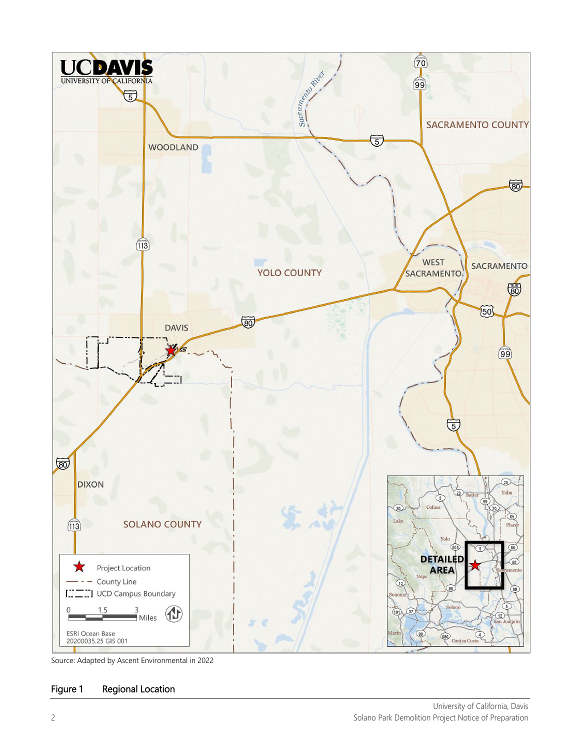Source: Adapted by Ascent Environmental in 2022

Figure 1 Regional Location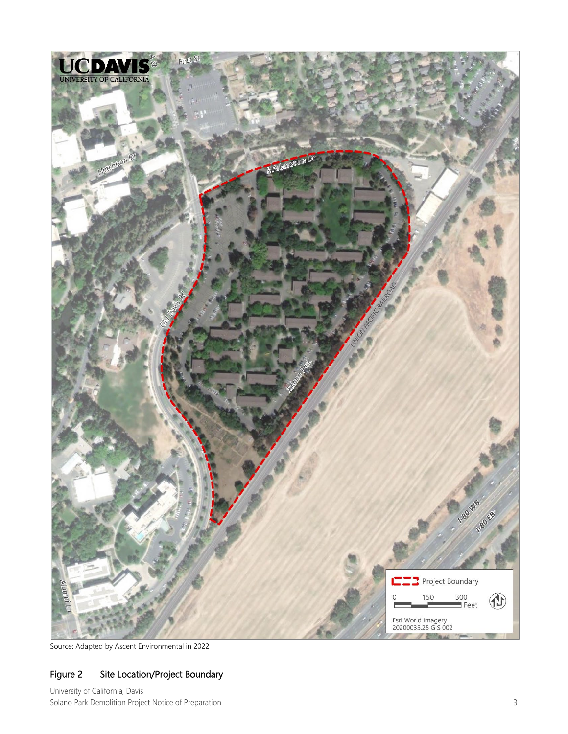Source: Adapted by Ascent Environmental in 2022

## Figure 2 Site Location/Project Boundary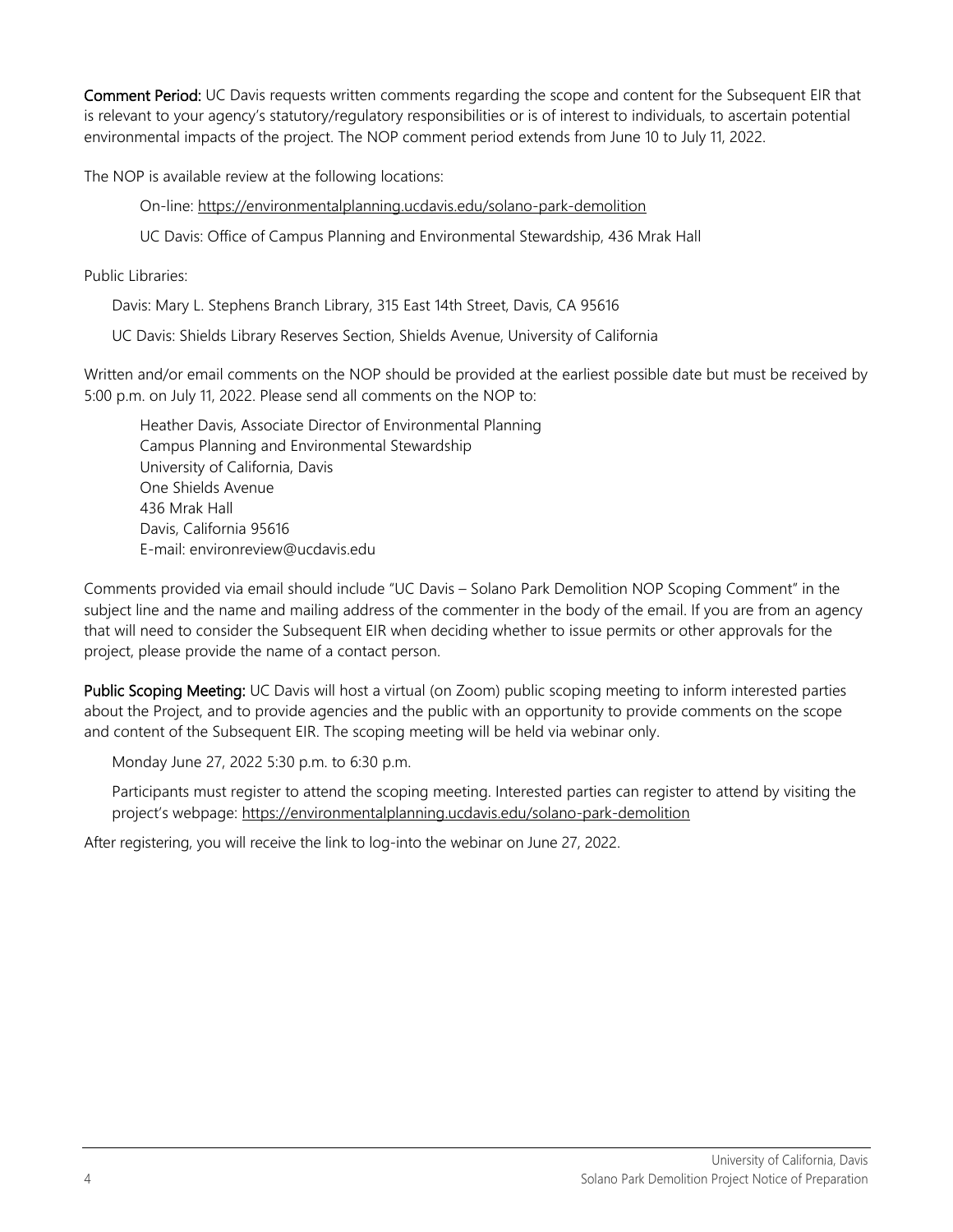**Comment Period:** UC Davis requests written comments regarding the scope and content for the Subsequent EIR that is relevant to your agency's statutory/regulatory responsibilities or is of interest to individuals, to ascertain potential environmental impacts of the project. The NOP comment period extends from June 10 to July 11, 2022.

The NOP is available review at the following locations:

On-line: https://environmentalplanning.ucdavis.edu/solano-park-demolition

UC Davis: Office of Campus Planning and Environmental Stewardship, 436 Mrak Hall

Public Libraries:

Davis: Mary L. Stephens Branch Library, 315 East 14th Street, Davis, CA 95616

UC Davis: Shields Library Reserves Section, Shields Avenue, University of California

Written and/or email comments on the NOP should be provided at the earliest possible date but must be received by 5:00 p.m. on July 11, 2022. Please send all comments on the NOP to:

Heather Davis, Associate Director of Environmental Planning
Campus Planning and Environmental Stewardship
University of California, Davis
One Shields Avenue
436 Mrak Hall
Davis, California 95616
E-mail: environreview@ucdavis.edu

Comments provided via email should include "UC Davis – Solano Park Demolition NOP Scoping Comment" in the subject line and the name and mailing address of the commenter in the body of the email. If you are from an agency that will need to consider the Subsequent EIR when deciding whether to issue permits or other approvals for the project, please provide the name of a contact person.

**Public Scoping Meeting:** UC Davis will host a virtual (on Zoom) public scoping meeting to inform interested parties about the Project, and to provide agencies and the public with an opportunity to provide comments on the scope and content of the Subsequent EIR. The scoping meeting will be held via webinar only.

Monday June 27, 2022 5:30 p.m. to 6:30 p.m.

Participants must register to attend the scoping meeting. Interested parties can register to attend by visiting the project's webpage: https://environmentalplanning.ucdavis.edu/solano-park-demolition

After registering, you will receive the link to log-into the webinar on June 27, 2022.